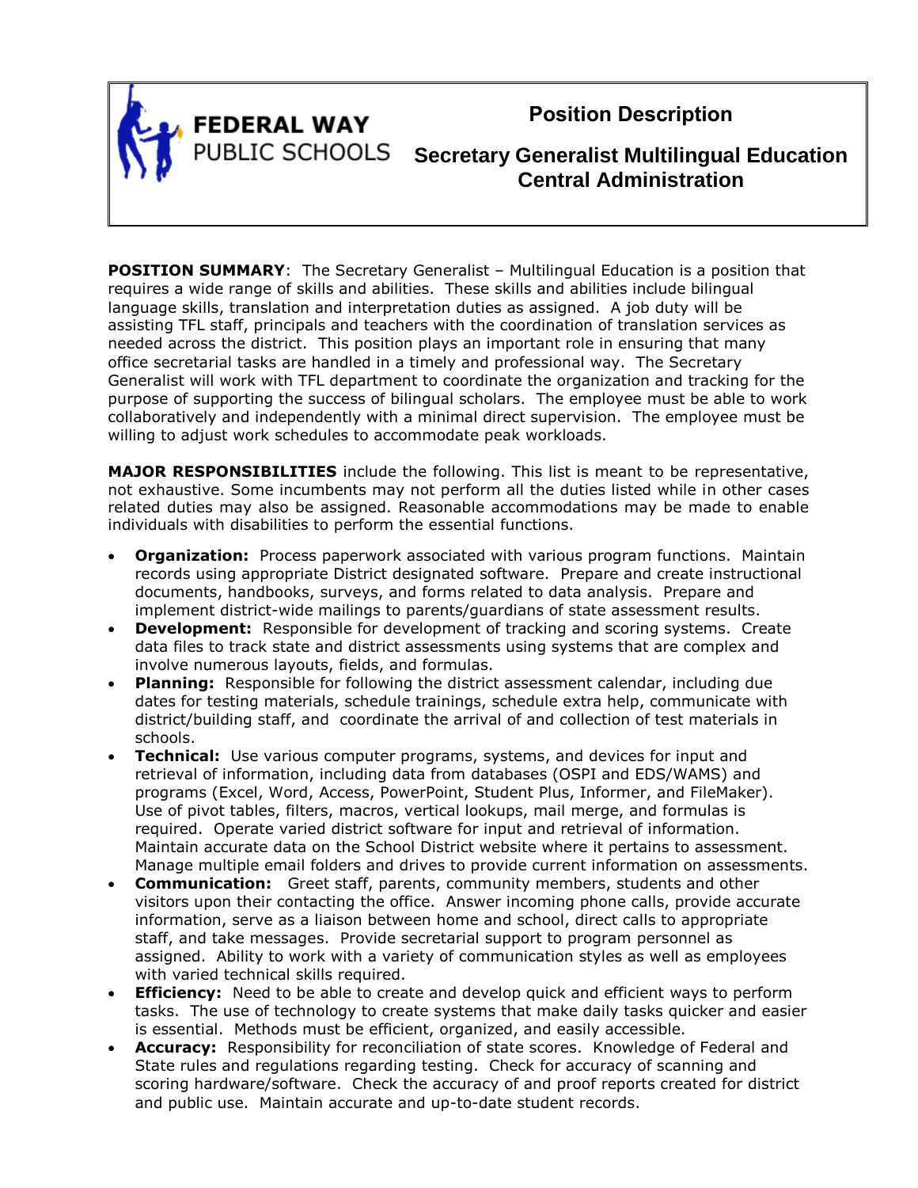**FEDERAL WAY PUBLIC SCHOOLS**

# Position Description

## Secretary Generalist Multilingual Education Central Administration

**POSITION SUMMARY**: The Secretary Generalist – Multilingual Education is a position that requires a wide range of skills and abilities. These skills and abilities include bilingual language skills, translation and interpretation duties as assigned. A job duty will be assisting TFL staff, principals and teachers with the coordination of translation services as needed across the district. This position plays an important role in ensuring that many office secretarial tasks are handled in a timely and professional way. The Secretary Generalist will work with TFL department to coordinate the organization and tracking for the purpose of supporting the success of bilingual scholars. The employee must be able to work collaboratively and independently with a minimal direct supervision. The employee must be willing to adjust work schedules to accommodate peak workloads.

**MAJOR RESPONSIBILITIES** include the following. This list is meant to be representative, not exhaustive. Some incumbents may not perform all the duties listed while in other cases related duties may also be assigned. Reasonable accommodations may be made to enable individuals with disabilities to perform the essential functions.

- **Organization:** Process paperwork associated with various program functions. Maintain records using appropriate District designated software. Prepare and create instructional documents, handbooks, surveys, and forms related to data analysis. Prepare and implement district-wide mailings to parents/guardians of state assessment results.
- **Development:** Responsible for development of tracking and scoring systems. Create data files to track state and district assessments using systems that are complex and involve numerous layouts, fields, and formulas.
- **Planning:** Responsible for following the district assessment calendar, including due dates for testing materials, schedule trainings, schedule extra help, communicate with district/building staff, and coordinate the arrival of and collection of test materials in schools.
- **Technical:** Use various computer programs, systems, and devices for input and retrieval of information, including data from databases (OSPI and EDS/WAMS) and programs (Excel, Word, Access, PowerPoint, Student Plus, Informer, and FileMaker). Use of pivot tables, filters, macros, vertical lookups, mail merge, and formulas is required. Operate varied district software for input and retrieval of information. Maintain accurate data on the School District website where it pertains to assessment. Manage multiple email folders and drives to provide current information on assessments.
- **Communication:** Greet staff, parents, community members, students and other visitors upon their contacting the office. Answer incoming phone calls, provide accurate information, serve as a liaison between home and school, direct calls to appropriate staff, and take messages. Provide secretarial support to program personnel as assigned. Ability to work with a variety of communication styles as well as employees with varied technical skills required.
- **Efficiency:** Need to be able to create and develop quick and efficient ways to perform tasks. The use of technology to create systems that make daily tasks quicker and easier is essential. Methods must be efficient, organized, and easily accessible.
- **Accuracy:** Responsibility for reconciliation of state scores. Knowledge of Federal and State rules and regulations regarding testing. Check for accuracy of scanning and scoring hardware/software. Check the accuracy of and proof reports created for district and public use. Maintain accurate and up-to-date student records.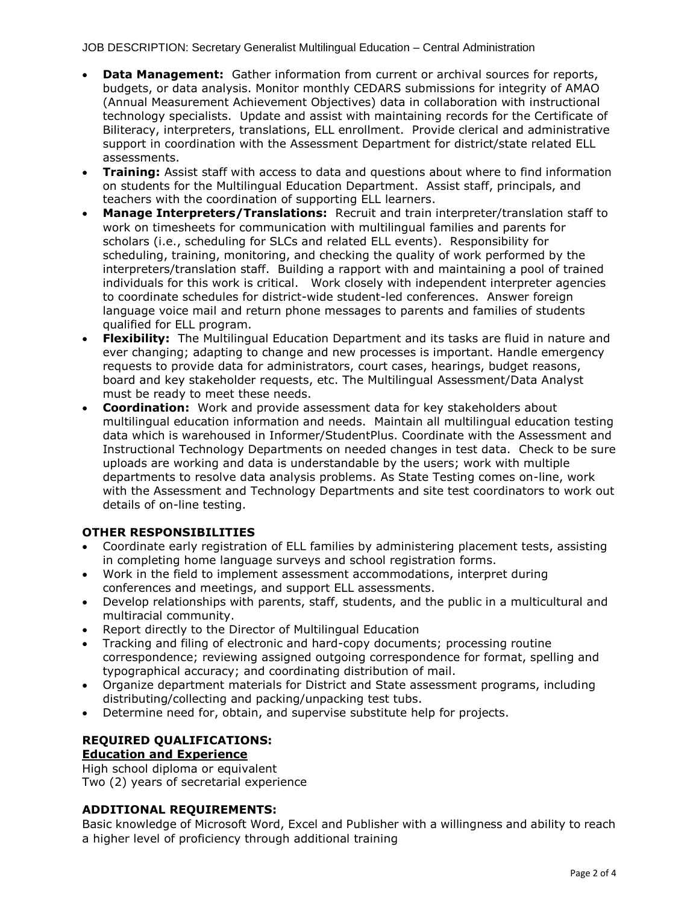- **Data Management:** Gather information from current or archival sources for reports, budgets, or data analysis. Monitor monthly CEDARS submissions for integrity of AMAO (Annual Measurement Achievement Objectives) data in collaboration with instructional technology specialists. Update and assist with maintaining records for the Certificate of Biliteracy, interpreters, translations, ELL enrollment. Provide clerical and administrative support in coordination with the Assessment Department for district/state related ELL assessments.
- **Training:** Assist staff with access to data and questions about where to find information on students for the Multilingual Education Department. Assist staff, principals, and teachers with the coordination of supporting ELL learners.
- **Manage Interpreters/Translations:** Recruit and train interpreter/translation staff to work on timesheets for communication with multilingual families and parents for scholars (i.e., scheduling for SLCs and related ELL events). Responsibility for scheduling, training, monitoring, and checking the quality of work performed by the interpreters/translation staff. Building a rapport with and maintaining a pool of trained individuals for this work is critical. Work closely with independent interpreter agencies to coordinate schedules for district-wide student-led conferences. Answer foreign language voice mail and return phone messages to parents and families of students qualified for ELL program.
- **Flexibility:** The Multilingual Education Department and its tasks are fluid in nature and ever changing; adapting to change and new processes is important. Handle emergency requests to provide data for administrators, court cases, hearings, budget reasons, board and key stakeholder requests, etc. The Multilingual Assessment/Data Analyst must be ready to meet these needs.
- **Coordination:** Work and provide assessment data for key stakeholders about multilingual education information and needs. Maintain all multilingual education testing data which is warehoused in Informer/StudentPlus. Coordinate with the Assessment and Instructional Technology Departments on needed changes in test data. Check to be sure uploads are working and data is understandable by the users; work with multiple departments to resolve data analysis problems. As State Testing comes on-line, work with the Assessment and Technology Departments and site test coordinators to work out details of on-line testing.

## OTHER RESPONSIBILITIES

- Coordinate early registration of ELL families by administering placement tests, assisting in completing home language surveys and school registration forms.
- Work in the field to implement assessment accommodations, interpret during conferences and meetings, and support ELL assessments.
- Develop relationships with parents, staff, students, and the public in a multicultural and multiracial community.
- Report directly to the Director of Multilingual Education
- Tracking and filing of electronic and hard-copy documents; processing routine correspondence; reviewing assigned outgoing correspondence for format, spelling and typographical accuracy; and coordinating distribution of mail.
- Organize department materials for District and State assessment programs, including distributing/collecting and packing/unpacking test tubs.
- Determine need for, obtain, and supervise substitute help for projects.

## REQUIRED QUALIFICATIONS:

**Education and Experience**

High school diploma or equivalent
Two (2) years of secretarial experience

## ADDITIONAL REQUIREMENTS:

Basic knowledge of Microsoft Word, Excel and Publisher with a willingness and ability to reach a higher level of proficiency through additional training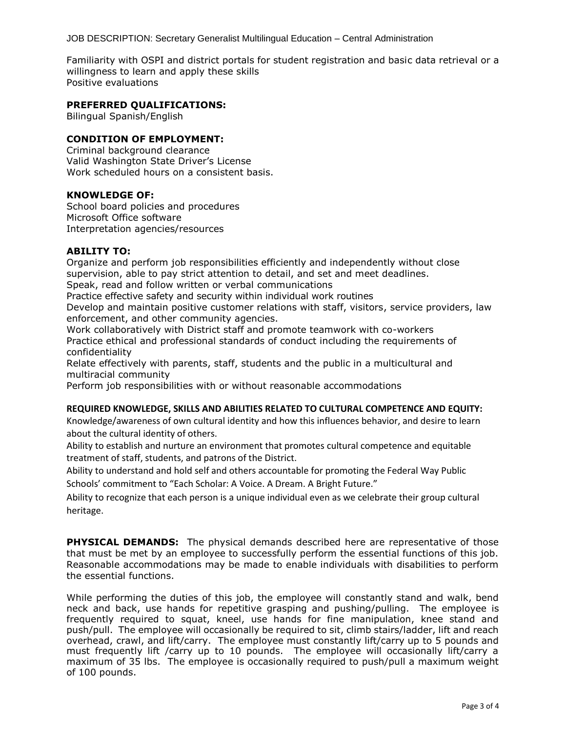Familiarity with OSPI and district portals for student registration and basic data retrieval or a willingness to learn and apply these skills
Positive evaluations

### PREFERRED QUALIFICATIONS:

Bilingual Spanish/English

### CONDITION OF EMPLOYMENT:

Criminal background clearance
Valid Washington State Driver's License
Work scheduled hours on a consistent basis.

### KNOWLEDGE OF:

School board policies and procedures
Microsoft Office software
Interpretation agencies/resources

### ABILITY TO:

Organize and perform job responsibilities efficiently and independently without close supervision, able to pay strict attention to detail, and set and meet deadlines.
Speak, read and follow written or verbal communications
Practice effective safety and security within individual work routines
Develop and maintain positive customer relations with staff, visitors, service providers, law enforcement, and other community agencies.
Work collaboratively with District staff and promote teamwork with co-workers
Practice ethical and professional standards of conduct including the requirements of confidentiality
Relate effectively with parents, staff, students and the public in a multicultural and multiracial community
Perform job responsibilities with or without reasonable accommodations

### REQUIRED KNOWLEDGE, SKILLS AND ABILITIES RELATED TO CULTURAL COMPETENCE AND EQUITY:

Knowledge/awareness of own cultural identity and how this influences behavior, and desire to learn about the cultural identity of others.
Ability to establish and nurture an environment that promotes cultural competence and equitable treatment of staff, students, and patrons of the District.
Ability to understand and hold self and others accountable for promoting the Federal Way Public Schools' commitment to "Each Scholar: A Voice. A Dream. A Bright Future."
Ability to recognize that each person is a unique individual even as we celebrate their group cultural heritage.

**PHYSICAL DEMANDS:** The physical demands described here are representative of those that must be met by an employee to successfully perform the essential functions of this job. Reasonable accommodations may be made to enable individuals with disabilities to perform the essential functions.

While performing the duties of this job, the employee will constantly stand and walk, bend neck and back, use hands for repetitive grasping and pushing/pulling. The employee is frequently required to squat, kneel, use hands for fine manipulation, knee stand and push/pull. The employee will occasionally be required to sit, climb stairs/ladder, lift and reach overhead, crawl, and lift/carry. The employee must constantly lift/carry up to 5 pounds and must frequently lift /carry up to 10 pounds. The employee will occasionally lift/carry a maximum of 35 lbs. The employee is occasionally required to push/pull a maximum weight of 100 pounds.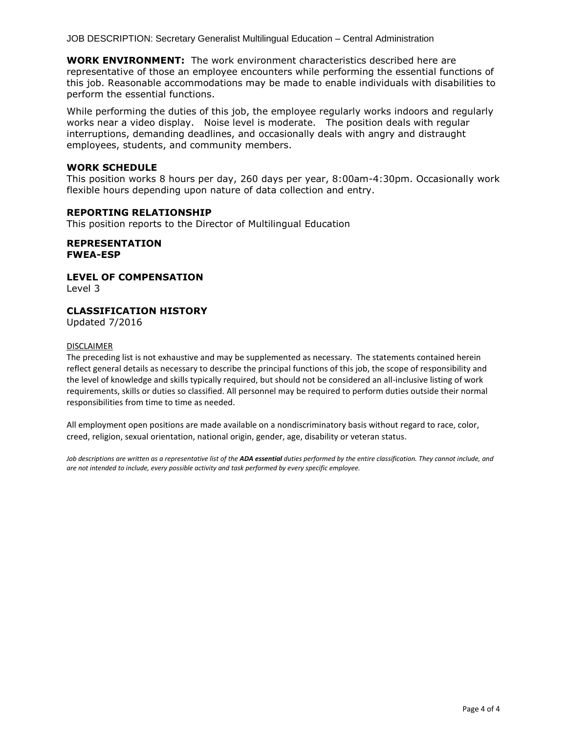**WORK ENVIRONMENT:** The work environment characteristics described here are representative of those an employee encounters while performing the essential functions of this job. Reasonable accommodations may be made to enable individuals with disabilities to perform the essential functions.

While performing the duties of this job, the employee regularly works indoors and regularly works near a video display. Noise level is moderate. The position deals with regular interruptions, demanding deadlines, and occasionally deals with angry and distraught employees, students, and community members.

### WORK SCHEDULE

This position works 8 hours per day, 260 days per year, 8:00am-4:30pm. Occasionally work flexible hours depending upon nature of data collection and entry.

### REPORTING RELATIONSHIP

This position reports to the Director of Multilingual Education

### REPRESENTATION

**FWEA-ESP**

### LEVEL OF COMPENSATION

Level 3

### CLASSIFICATION HISTORY

Updated 7/2016

DISCLAIMER

The preceding list is not exhaustive and may be supplemented as necessary. The statements contained herein reflect general details as necessary to describe the principal functions of this job, the scope of responsibility and the level of knowledge and skills typically required, but should not be considered an all-inclusive listing of work requirements, skills or duties so classified. All personnel may be required to perform duties outside their normal responsibilities from time to time as needed.

All employment open positions are made available on a nondiscriminatory basis without regard to race, color, creed, religion, sexual orientation, national origin, gender, age, disability or veteran status.

*Job descriptions are written as a representative list of the **ADA essential** duties performed by the entire classification. They cannot include, and are not intended to include, every possible activity and task performed by every specific employee.*